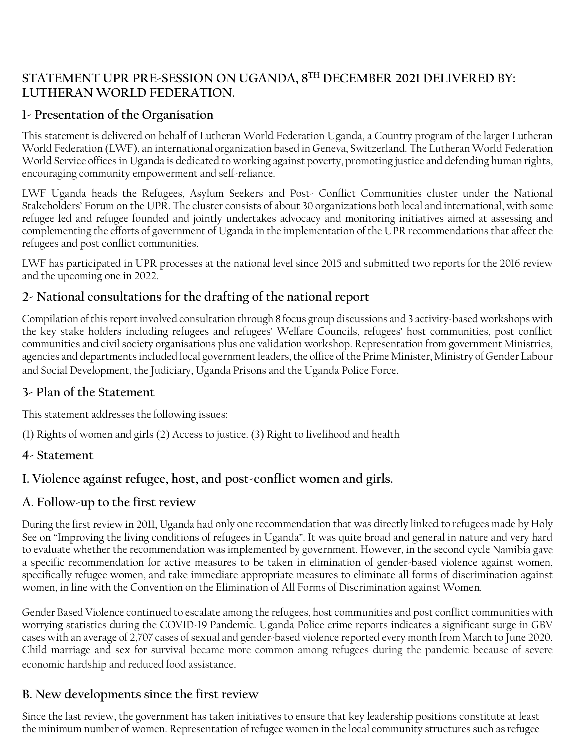# STATEMENT UPR PRE-SESSION ON UGANDA, 8TH DECEMBER 2021 DELIVERED BY: LUTHERAN WORLD FEDERATION.

## 1- Presentation of the Organisation

This statement is delivered on behalf of Lutheran World Federation Uganda, a Country program of the larger Lutheran World Federation (LWF), an international organization based in Geneva, Switzerland. The Lutheran World Federation World Service offices in Uganda is dedicated to working against poverty, promoting justice and defending human rights, encouraging community empowerment and self-reliance.

LWF Uganda heads the Refugees, Asylum Seekers and Post- Conflict Communities cluster under the National Stakeholders' Forum on the UPR. The cluster consists of about 30 organizations both local and international, with some refugee led and refugee founded and jointly undertakes advocacy and monitoring initiatives aimed at assessing and complementing the efforts of government of Uganda in the implementation of the UPR recommendations that affect the refugees and post conflict communities.

LWF has participated in UPR processes at the national level since 2015 and submitted two reports for the 2016 review and the upcoming one in 2022.

## 2- National consultations for the drafting of the national report

Compilation of this report involved consultation through 8 focus group discussions and 3 activity-based workshops with the key stake holders including refugees and refugees' Welfare Councils, refugees' host communities, post conflict communities and civil society organisations plus one validation workshop. Representation from government Ministries, agencies and departments included local government leaders, the office of the Prime Minister, Ministry of Gender Labour and Social Development, the Judiciary, Uganda Prisons and the Uganda Police Force.

## 3- Plan of the Statement

This statement addresses the following issues:

(1) Rights of women and girls (2) Access to justice. (3) Right to livelihood and health

## 4- Statement

## I. Violence against refugee, host, and post-conflict women and girls.

### A. Follow-up to the first review

During the first review in 2011, Uganda had only one recommendation that was directly linked to refugees made by Holy See on "Improving the living conditions of refugees in Uganda". It was quite broad and general in nature and very hard to evaluate whether the recommendation was implemented by government. However, in the second cycle Namibia gave a specific recommendation for active measures to be taken in elimination of gender-based violence against women, specifically refugee women, and take immediate appropriate measures to eliminate all forms of discrimination against women, in line with the Convention on the Elimination of All Forms of Discrimination against Women.

Gender Based Violence continued to escalate among the refugees, host communities and post conflict communities with worrying statistics during the COVID-19 Pandemic. Uganda Police crime reports indicates a significant surge in GBV cases with an average of 2,707 cases of sexual and gender-based violence reported every month from March to June 2020. Child marriage and sex for survival became more common among refugees during the pandemic because of severe economic hardship and reduced food assistance.

### B. New developments since the first review

Since the last review, the government has taken initiatives to ensure that key leadership positions constitute at least the minimum number of women. Representation of refugee women in the local community structures such as refugee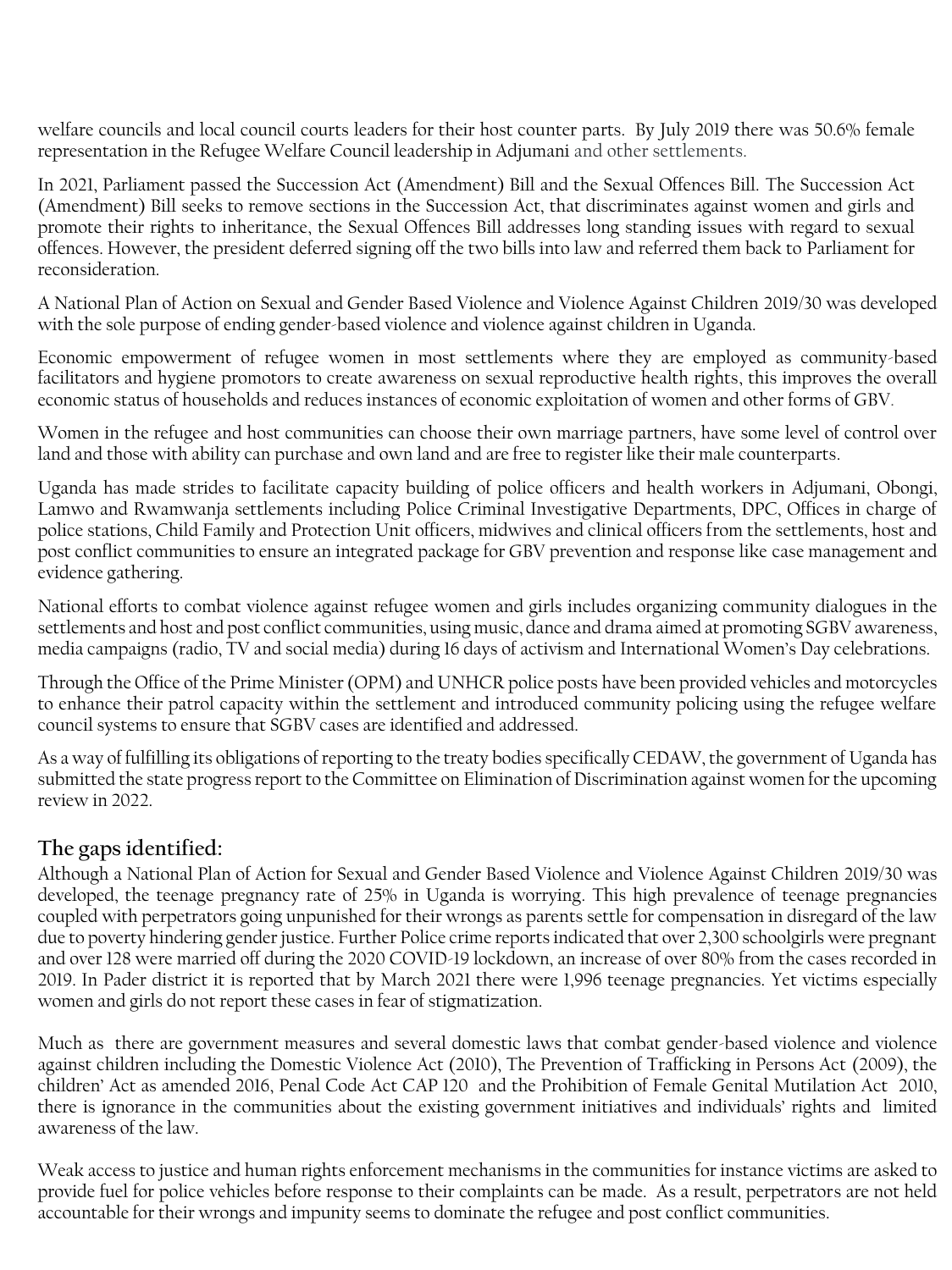welfare councils and local council courts leaders for their host counter parts. By July 2019 there was 50.6% female representation in the Refugee Welfare Council leadership in Adjumani and other settlements.

In 2021, Parliament passed the Succession Act (Amendment) Bill and the Sexual Offences Bill. The Succession Act (Amendment) Bill seeks to remove sections in the Succession Act, that discriminates against women and girls and promote their rights to inheritance, the Sexual Offences Bill addresses long standing issues with regard to sexual offences. However, the president deferred signing off the two bills into law and referred them back to Parliament for reconsideration.

A National Plan of Action on Sexual and Gender Based Violence and Violence Against Children 2019/30 was developed with the sole purpose of ending gender-based violence and violence against children in Uganda.

Economic empowerment of refugee women in most settlements where they are employed as community-based facilitators and hygiene promotors to create awareness on sexual reproductive health rights, this improves the overall economic status of households and reduces instances of economic exploitation of women and other forms of GBV.

Women in the refugee and host communities can choose their own marriage partners, have some level of control over land and those with ability can purchase and own land and are free to register like their male counterparts.

Uganda has made strides to facilitate capacity building of police officers and health workers in Adjumani, Obongi, Lamwo and Rwamwanja settlements including Police Criminal Investigative Departments, DPC, Offices in charge of police stations, Child Family and Protection Unit officers, midwives and clinical officers from the settlements, host and post conflict communities to ensure an integrated package for GBV prevention and response like case management and evidence gathering.

National efforts to combat violence against refugee women and girls includes organizing community dialogues in the settlements and host and post conflict communities, using music, dance and drama aimed at promoting SGBV awareness, media campaigns (radio, TV and social media) during 16 days of activism and International Women's Day celebrations.

Through the Office of the Prime Minister (OPM) and UNHCR police posts have been provided vehicles and motorcycles to enhance their patrol capacity within the settlement and introduced community policing using the refugee welfare council systems to ensure that SGBV cases are identified and addressed.

As a way of fulfilling its obligations of reporting to the treaty bodies specifically CEDAW, the government of Uganda has submitted the state progress report to the Committee on Elimination of Discrimination against women for the upcoming review in 2022.

## The gaps identified:

Although a National Plan of Action for Sexual and Gender Based Violence and Violence Against Children 2019/30 was developed, the teenage pregnancy rate of 25% in Uganda is worrying. This high prevalence of teenage pregnancies coupled with perpetrators going unpunished for their wrongs as parents settle for compensation in disregard of the law due to poverty hindering gender justice. Further Police crime reports indicated that over 2,300 schoolgirls were pregnant and over 128 were married off during the 2020 COVID-19 lockdown, an increase of over 80% from the cases recorded in 2019. In Pader district it is reported that by March 2021 there were 1,996 teenage pregnancies. Yet victims especially women and girls do not report these cases in fear of stigmatization.

Much as there are government measures and several domestic laws that combat gender-based violence and violence against children including the Domestic Violence Act (2010), The Prevention of Trafficking in Persons Act (2009), the children' Act as amended 2016, Penal Code Act CAP 120 and the Prohibition of Female Genital Mutilation Act 2010, there is ignorance in the communities about the existing government initiatives and individuals' rights and limited awareness of the law.

Weak access to justice and human rights enforcement mechanisms in the communities for instance victims are asked to provide fuel for police vehicles before response to their complaints can be made. As a result, perpetrators are not held accountable for their wrongs and impunity seems to dominate the refugee and post conflict communities.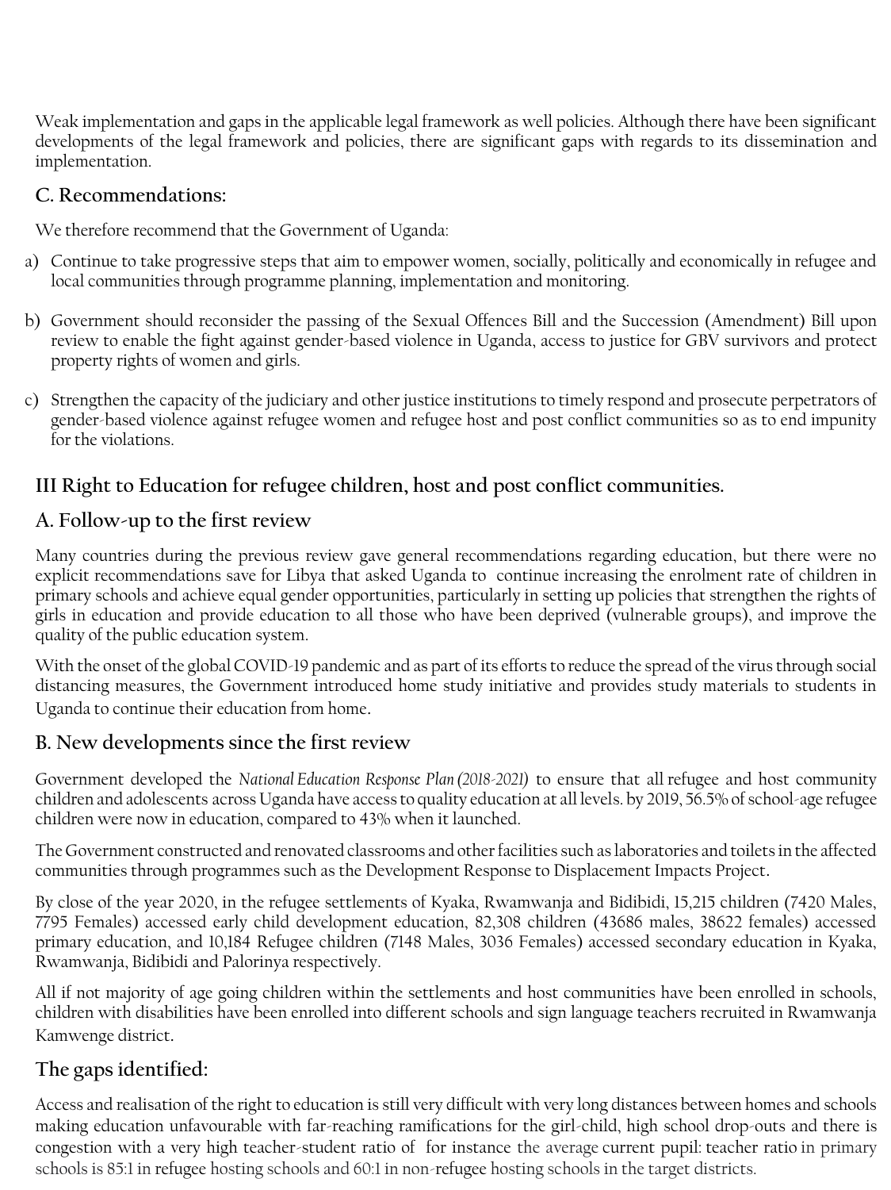Weak implementation and gaps in the applicable legal framework as well policies. Although there have been significant developments of the legal framework and policies, there are significant gaps with regards to its dissemination and implementation.

## C. Recommendations:

We therefore recommend that the Government of Uganda:

a) Continue to take progressive steps that aim to empower women, socially, politically and economically in refugee and local communities through programme planning, implementation and monitoring.

b) Government should reconsider the passing of the Sexual Offences Bill and the Succession (Amendment) Bill upon review to enable the fight against gender-based violence in Uganda, access to justice for GBV survivors and protect property rights of women and girls.

c) Strengthen the capacity of the judiciary and other justice institutions to timely respond and prosecute perpetrators of gender-based violence against refugee women and refugee host and post conflict communities so as to end impunity for the violations.

# III Right to Education for refugee children, host and post conflict communities.

## A. Follow-up to the first review

Many countries during the previous review gave general recommendations regarding education, but there were no explicit recommendations save for Libya that asked Uganda to continue increasing the enrolment rate of children in primary schools and achieve equal gender opportunities, particularly in setting up policies that strengthen the rights of girls in education and provide education to all those who have been deprived (vulnerable groups), and improve the quality of the public education system.

With the onset of the global COVID-19 pandemic and as part of its efforts to reduce the spread of the virus through social distancing measures, the Government introduced home study initiative and provides study materials to students in Uganda to continue their education from home.

## B. New developments since the first review

Government developed the *National Education Response Plan (2018-2021)* to ensure that all refugee and host community children and adolescents across Uganda have access to quality education at all levels. by 2019, 56.5% of school-age refugee children were now in education, compared to 43% when it launched.

The Government constructed and renovated classrooms and other facilities such as laboratories and toilets in the affected communities through programmes such as the Development Response to Displacement Impacts Project.

By close of the year 2020, in the refugee settlements of Kyaka, Rwamwanja and Bidibidi, 15,215 children (7420 Males, 7795 Females) accessed early child development education, 82,308 children (43686 males, 38622 females) accessed primary education, and 10,184 Refugee children (7148 Males, 3036 Females) accessed secondary education in Kyaka, Rwamwanja, Bidibidi and Palorinya respectively.

All if not majority of age going children within the settlements and host communities have been enrolled in schools, children with disabilities have been enrolled into different schools and sign language teachers recruited in Rwamwanja Kamwenge district.

## The gaps identified:

Access and realisation of the right to education is still very difficult with very long distances between homes and schools making education unfavourable with far-reaching ramifications for the girl-child, high school drop-outs and there is congestion with a very high teacher-student ratio of for instance the average current pupil: teacher ratio in primary schools is 85:1 in refugee hosting schools and 60:1 in non-refugee hosting schools in the target districts.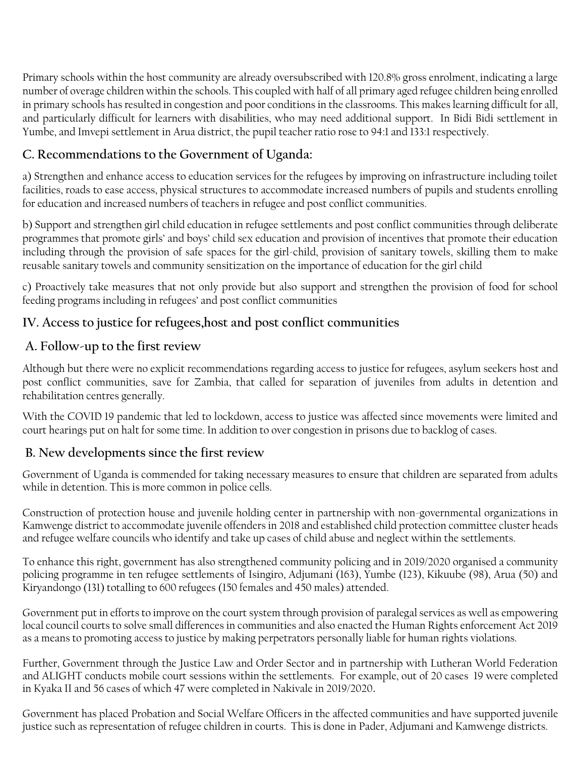Primary schools within the host community are already oversubscribed with 120.8% gross enrolment, indicating a large number of overage children within the schools. This coupled with half of all primary aged refugee children being enrolled in primary schools has resulted in congestion and poor conditions in the classrooms. This makes learning difficult for all, and particularly difficult for learners with disabilities, who may need additional support. In Bidi Bidi settlement in Yumbe, and Imvepi settlement in Arua district, the pupil teacher ratio rose to 94:1 and 133:1 respectively.

## C. Recommendations to the Government of Uganda:

a) Strengthen and enhance access to education services for the refugees by improving on infrastructure including toilet facilities, roads to ease access, physical structures to accommodate increased numbers of pupils and students enrolling for education and increased numbers of teachers in refugee and post conflict communities.

b) Support and strengthen girl child education in refugee settlements and post conflict communities through deliberate programmes that promote girls' and boys' child sex education and provision of incentives that promote their education including through the provision of safe spaces for the girl-child, provision of sanitary towels, skilling them to make reusable sanitary towels and community sensitization on the importance of education for the girl child

c) Proactively take measures that not only provide but also support and strengthen the provision of food for school feeding programs including in refugees' and post conflict communities

# IV. Access to justice for refugees,host and post conflict communities

## A. Follow-up to the first review

Although but there were no explicit recommendations regarding access to justice for refugees, asylum seekers host and post conflict communities, save for Zambia, that called for separation of juveniles from adults in detention and rehabilitation centres generally.

With the COVID 19 pandemic that led to lockdown, access to justice was affected since movements were limited and court hearings put on halt for some time. In addition to over congestion in prisons due to backlog of cases.

## B. New developments since the first review

Government of Uganda is commended for taking necessary measures to ensure that children are separated from adults while in detention. This is more common in police cells.

Construction of protection house and juvenile holding center in partnership with non-governmental organizations in Kamwenge district to accommodate juvenile offenders in 2018 and established child protection committee cluster heads and refugee welfare councils who identify and take up cases of child abuse and neglect within the settlements.

To enhance this right, government has also strengthened community policing and in 2019/2020 organised a community policing programme in ten refugee settlements of Isingiro, Adjumani (163), Yumbe (123), Kikuube (98), Arua (50) and Kiryandongo (131) totalling to 600 refugees (150 females and 450 males) attended.

Government put in efforts to improve on the court system through provision of paralegal services as well as empowering local council courts to solve small differences in communities and also enacted the Human Rights enforcement Act 2019 as a means to promoting access to justice by making perpetrators personally liable for human rights violations.

Further, Government through the Justice Law and Order Sector and in partnership with Lutheran World Federation and ALIGHT conducts mobile court sessions within the settlements. For example, out of 20 cases 19 were completed in Kyaka II and 56 cases of which 47 were completed in Nakivale in 2019/2020.

Government has placed Probation and Social Welfare Officers in the affected communities and have supported juvenile justice such as representation of refugee children in courts. This is done in Pader, Adjumani and Kamwenge districts.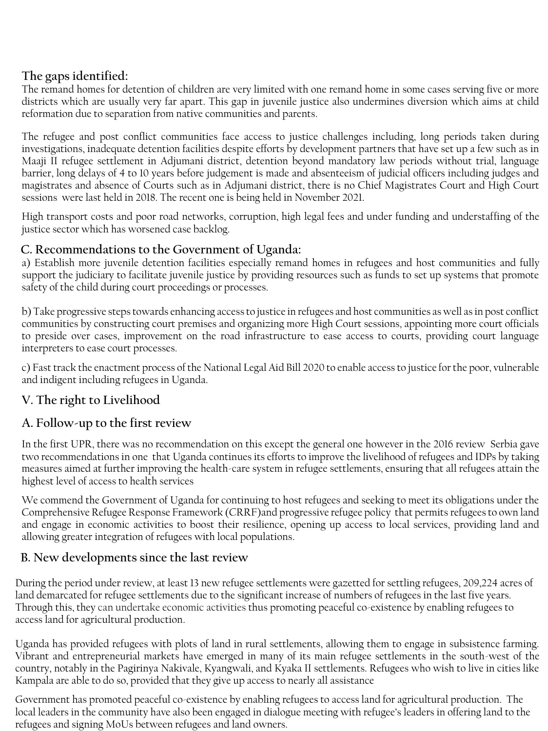### The gaps identified:

The remand homes for detention of children are very limited with one remand home in some cases serving five or more districts which are usually very far apart. This gap in juvenile justice also undermines diversion which aims at child reformation due to separation from native communities and parents.

The refugee and post conflict communities face access to justice challenges including, long periods taken during investigations, inadequate detention facilities despite efforts by development partners that have set up a few such as in Maaji II refugee settlement in Adjumani district, detention beyond mandatory law periods without trial, language barrier, long delays of 4 to 10 years before judgement is made and absenteeism of judicial officers including judges and magistrates and absence of Courts such as in Adjumani district, there is no Chief Magistrates Court and High Court sessions were last held in 2018. The recent one is being held in November 2021.

High transport costs and poor road networks, corruption, high legal fees and under funding and understaffing of the justice sector which has worsened case backlog.

### C. Recommendations to the Government of Uganda:

a) Establish more juvenile detention facilities especially remand homes in refugees and host communities and fully support the judiciary to facilitate juvenile justice by providing resources such as funds to set up systems that promote safety of the child during court proceedings or processes.

b) Take progressive steps towards enhancing access to justice in refugees and host communities as well as in post conflict communities by constructing court premises and organizing more High Court sessions, appointing more court officials to preside over cases, improvement on the road infrastructure to ease access to courts, providing court language interpreters to ease court processes.

c) Fast track the enactment process of the National Legal Aid Bill 2020 to enable access to justice for the poor, vulnerable and indigent including refugees in Uganda.

## V. The right to Livelihood

### A. Follow-up to the first review

In the first UPR, there was no recommendation on this except the general one however in the 2016 review Serbia gave two recommendations in one that Uganda continues its efforts to improve the livelihood of refugees and IDPs by taking measures aimed at further improving the health-care system in refugee settlements, ensuring that all refugees attain the highest level of access to health services

We commend the Government of Uganda for continuing to host refugees and seeking to meet its obligations under the Comprehensive Refugee Response Framework (CRRF)and progressive refugee policy that permits refugees to own land and engage in economic activities to boost their resilience, opening up access to local services, providing land and allowing greater integration of refugees with local populations.

### B. New developments since the last review

During the period under review, at least 13 new refugee settlements were gazetted for settling refugees, 209,224 acres of land demarcated for refugee settlements due to the significant increase of numbers of refugees in the last five years. Through this, they can undertake economic activities thus promoting peaceful co-existence by enabling refugees to access land for agricultural production.

Uganda has provided refugees with plots of land in rural settlements, allowing them to engage in subsistence farming. Vibrant and entrepreneurial markets have emerged in many of its main refugee settlements in the south-west of the country, notably in the Pagirinya Nakivale, Kyangwali, and Kyaka II settlements. Refugees who wish to live in cities like Kampala are able to do so, provided that they give up access to nearly all assistance

Government has promoted peaceful co-existence by enabling refugees to access land for agricultural production. The local leaders in the community have also been engaged in dialogue meeting with refugee's leaders in offering land to the refugees and signing MoUs between refugees and land owners.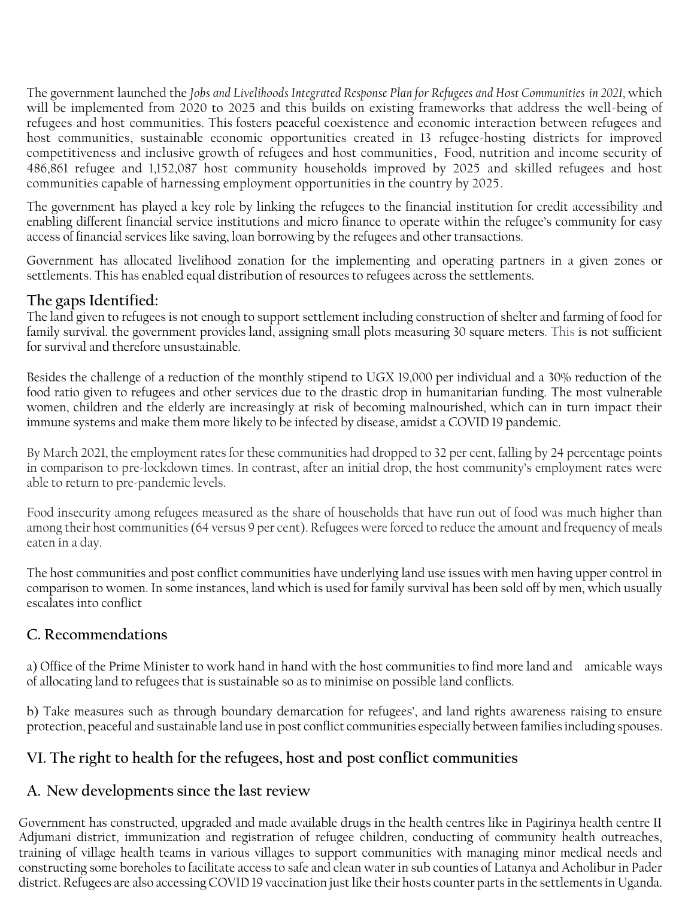The government launched the *Jobs and Livelihoods Integrated Response Plan for Refugees and Host Communities in 2021*, which will be implemented from 2020 to 2025 and this builds on existing frameworks that address the well-being of refugees and host communities. This fosters peaceful coexistence and economic interaction between refugees and host communities, sustainable economic opportunities created in 13 refugee-hosting districts for improved competitiveness and inclusive growth of refugees and host communities, Food, nutrition and income security of 486,861 refugee and 1,152,087 host community households improved by 2025 and skilled refugees and host communities capable of harnessing employment opportunities in the country by 2025.

The government has played a key role by linking the refugees to the financial institution for credit accessibility and enabling different financial service institutions and micro finance to operate within the refugee's community for easy access of financial services like saving, loan borrowing by the refugees and other transactions.

Government has allocated livelihood zonation for the implementing and operating partners in a given zones or settlements. This has enabled equal distribution of resources to refugees across the settlements.

### The gaps Identified:

The land given to refugees is not enough to support settlement including construction of shelter and farming of food for family survival. the government provides land, assigning small plots measuring 30 square meters. This is not sufficient for survival and therefore unsustainable.

Besides the challenge of a reduction of the monthly stipend to UGX 19,000 per individual and a 30% reduction of the food ratio given to refugees and other services due to the drastic drop in humanitarian funding. The most vulnerable women, children and the elderly are increasingly at risk of becoming malnourished, which can in turn impact their immune systems and make them more likely to be infected by disease, amidst a COVID 19 pandemic.

By March 2021, the employment rates for these communities had dropped to 32 per cent, falling by 24 percentage points in comparison to pre-lockdown times. In contrast, after an initial drop, the host community's employment rates were able to return to pre-pandemic levels.

Food insecurity among refugees measured as the share of households that have run out of food was much higher than among their host communities (64 versus 9 per cent). Refugees were forced to reduce the amount and frequency of meals eaten in a day.

The host communities and post conflict communities have underlying land use issues with men having upper control in comparison to women. In some instances, land which is used for family survival has been sold off by men, which usually escalates into conflict

## C. Recommendations

a) Office of the Prime Minister to work hand in hand with the host communities to find more land and amicable ways of allocating land to refugees that is sustainable so as to minimise on possible land conflicts.

b) Take measures such as through boundary demarcation for refugees', and land rights awareness raising to ensure protection, peaceful and sustainable land use in post conflict communities especially between families including spouses.

## VI. The right to health for the refugees, host and post conflict communities

## A. New developments since the last review

Government has constructed, upgraded and made available drugs in the health centres like in Pagirinya health centre II Adjumani district, immunization and registration of refugee children, conducting of community health outreaches, training of village health teams in various villages to support communities with managing minor medical needs and constructing some boreholes to facilitate access to safe and clean water in sub counties of Latanya and Acholibur in Pader district. Refugees are also accessing COVID 19 vaccination just like their hosts counter parts in the settlements in Uganda.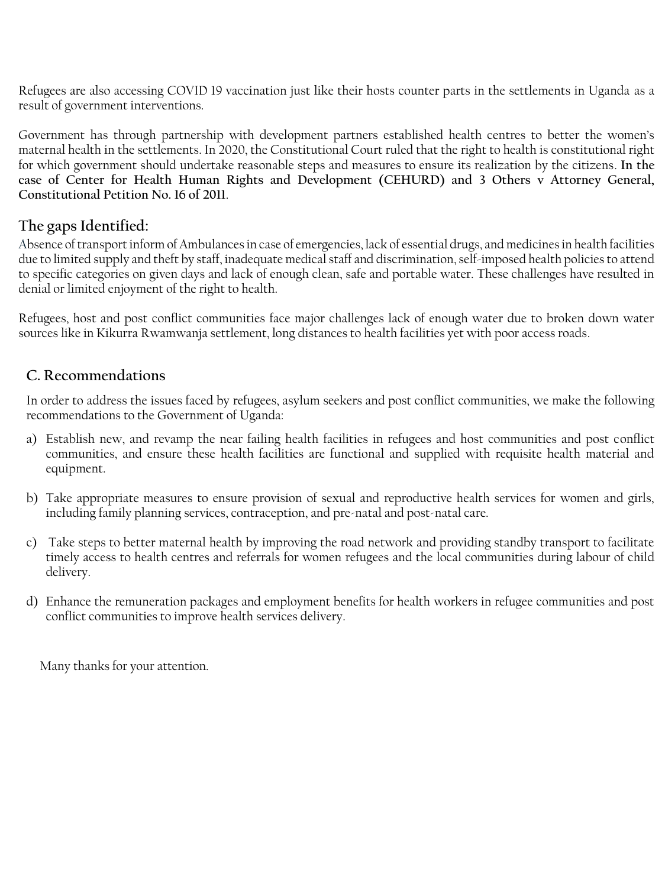Refugees are also accessing COVID 19 vaccination just like their hosts counter parts in the settlements in Uganda as a result of government interventions.

Government has through partnership with development partners established health centres to better the women's maternal health in the settlements. In 2020, the Constitutional Court ruled that the right to health is constitutional right for which government should undertake reasonable steps and measures to ensure its realization by the citizens. **In the case of Center for Health Human Rights and Development (CEHURD) and 3 Others v Attorney General, Constitutional Petition No. 16 of 2011**.

## The gaps Identified:

Absence of transport inform of Ambulances in case of emergencies, lack of essential drugs, and medicines in health facilities due to limited supply and theft by staff, inadequate medical staff and discrimination, self-imposed health policies to attend to specific categories on given days and lack of enough clean, safe and portable water. These challenges have resulted in denial or limited enjoyment of the right to health.

Refugees, host and post conflict communities face major challenges lack of enough water due to broken down water sources like in Kikurra Rwamwanja settlement, long distances to health facilities yet with poor access roads.

## C. Recommendations

In order to address the issues faced by refugees, asylum seekers and post conflict communities, we make the following recommendations to the Government of Uganda:

a) Establish new, and revamp the near failing health facilities in refugees and host communities and post conflict communities, and ensure these health facilities are functional and supplied with requisite health material and equipment.

b) Take appropriate measures to ensure provision of sexual and reproductive health services for women and girls, including family planning services, contraception, and pre-natal and post-natal care.

c) Take steps to better maternal health by improving the road network and providing standby transport to facilitate timely access to health centres and referrals for women refugees and the local communities during labour of child delivery.

d) Enhance the remuneration packages and employment benefits for health workers in refugee communities and post conflict communities to improve health services delivery.

Many thanks for your attention.